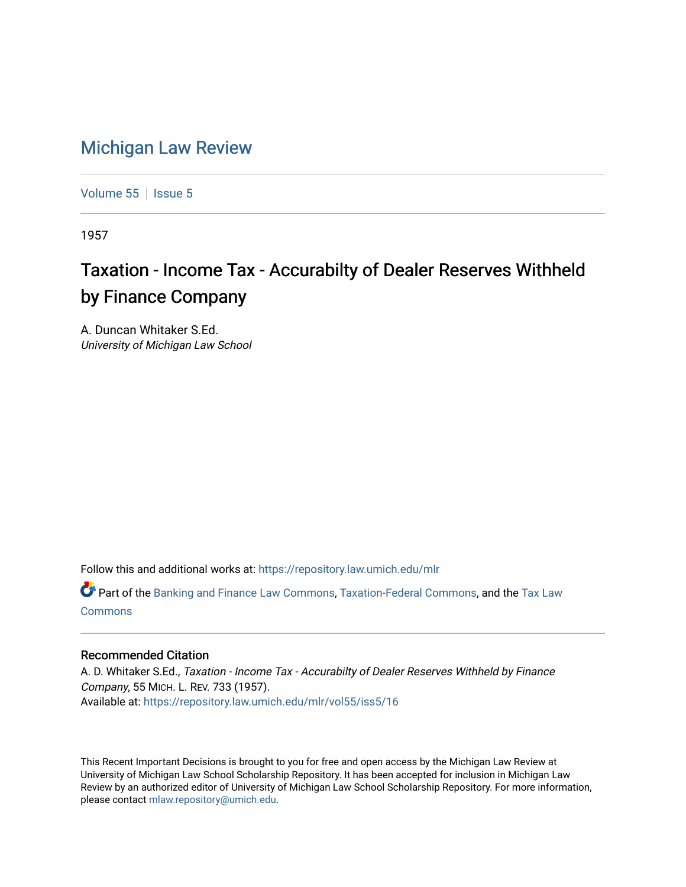# Michigan Law Review

Volume 55 | Issue 5

1957

## Taxation - Income Tax - Accurabilty of Dealer Reserves Withheld by Finance Company

A. Duncan Whitaker S.Ed.
*University of Michigan Law School*

Follow this and additional works at: https://repository.law.umich.edu/mlr

Part of the Banking and Finance Law Commons, Taxation-Federal Commons, and the Tax Law Commons

### Recommended Citation

A. D. Whitaker S.Ed., *Taxation - Income Tax - Accurabilty of Dealer Reserves Withheld by Finance Company*, 55 MICH. L. REV. 733 (1957).
Available at: https://repository.law.umich.edu/mlr/vol55/iss5/16

This Recent Important Decisions is brought to you for free and open access by the Michigan Law Review at University of Michigan Law School Scholarship Repository. It has been accepted for inclusion in Michigan Law Review by an authorized editor of University of Michigan Law School Scholarship Repository. For more information, please contact mlaw.repository@umich.edu.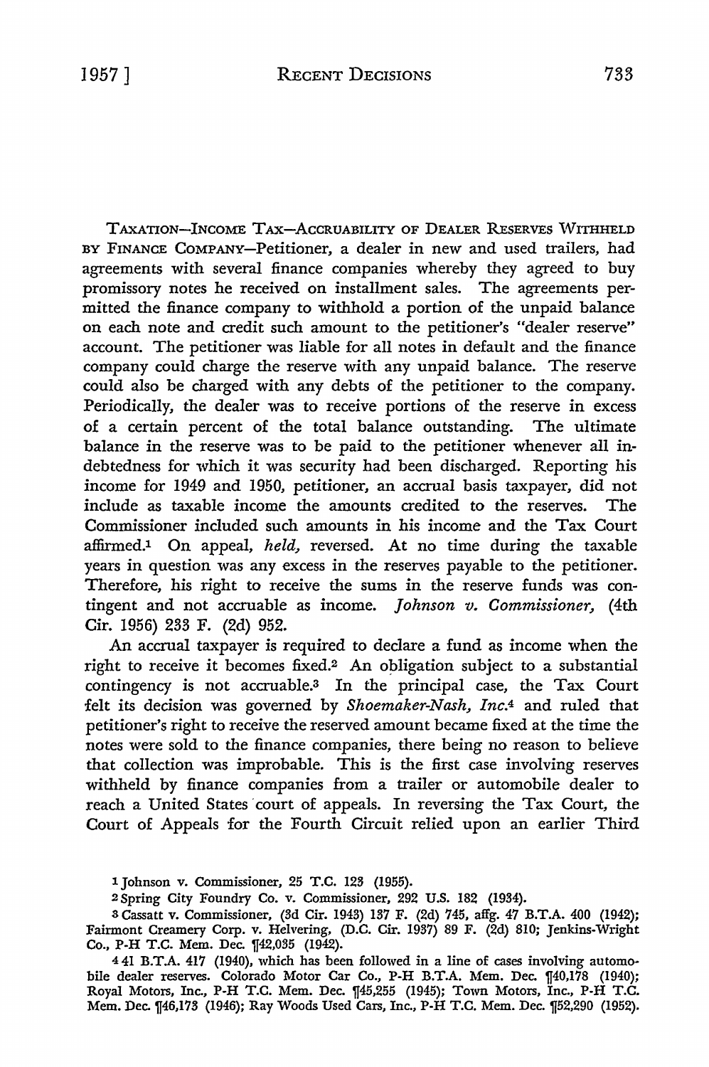TAXATION—INCOME TAX—ACCRUABILITY OF DEALER RESERVES WITHHELD BY FINANCE COMPANY—Petitioner, a dealer in new and used trailers, had agreements with several finance companies whereby they agreed to buy promissory notes he received on installment sales. The agreements permitted the finance company to withhold a portion of the unpaid balance on each note and credit such amount to the petitioner's "dealer reserve" account. The petitioner was liable for all notes in default and the finance company could charge the reserve with any unpaid balance. The reserve could also be charged with any debts of the petitioner to the company. Periodically, the dealer was to receive portions of the reserve in excess of a certain percent of the total balance outstanding. The ultimate balance in the reserve was to be paid to the petitioner whenever all indebtedness for which it was security had been discharged. Reporting his income for 1949 and 1950, petitioner, an accrual basis taxpayer, did not include as taxable income the amounts credited to the reserves. The Commissioner included such amounts in his income and the Tax Court affirmed.[1] On appeal, *held,* reversed. At no time during the taxable years in question was any excess in the reserves payable to the petitioner. Therefore, his right to receive the sums in the reserve funds was contingent and not accruable as income. *Johnson v. Commissioner,* (4th Cir. 1956) 233 F. (2d) 952.

An accrual taxpayer is required to declare a fund as income when the right to receive it becomes fixed.[2] An obligation subject to a substantial contingency is not accruable.[3] In the principal case, the Tax Court felt its decision was governed by *Shoemaker-Nash, Inc.*[4] and ruled that petitioner's right to receive the reserved amount became fixed at the time the notes were sold to the finance companies, there being no reason to believe that collection was improbable. This is the first case involving reserves withheld by finance companies from a trailer or automobile dealer to reach a United States court of appeals. In reversing the Tax Court, the Court of Appeals for the Fourth Circuit relied upon an earlier Third

[1] Johnson v. Commissioner, 25 T.C. 123 (1955).

[2] Spring City Foundry Co. v. Commissioner, 292 U.S. 182 (1934).

[3] Cassatt v. Commissioner, (3d Cir. 1943) 137 F. (2d) 745, affg. 47 B.T.A. 400 (1942); Fairmont Creamery Corp. v. Helvering, (D.C. Cir. 1937) 89 F. (2d) 810; Jenkins-Wright Co., P-H T.C. Mem. Dec. ¶42,035 (1942).

[4] 41 B.T.A. 417 (1940), which has been followed in a line of cases involving automobile dealer reserves. Colorado Motor Car Co., P-H B.T.A. Mem. Dec. ¶40,178 (1940); Royal Motors, Inc., P-H T.C. Mem. Dec. ¶45,255 (1945); Town Motors, Inc., P-H T.C. Mem. Dec. ¶46,173 (1946); Ray Woods Used Cars, Inc., P-H T.C. Mem. Dec. ¶52,290 (1952).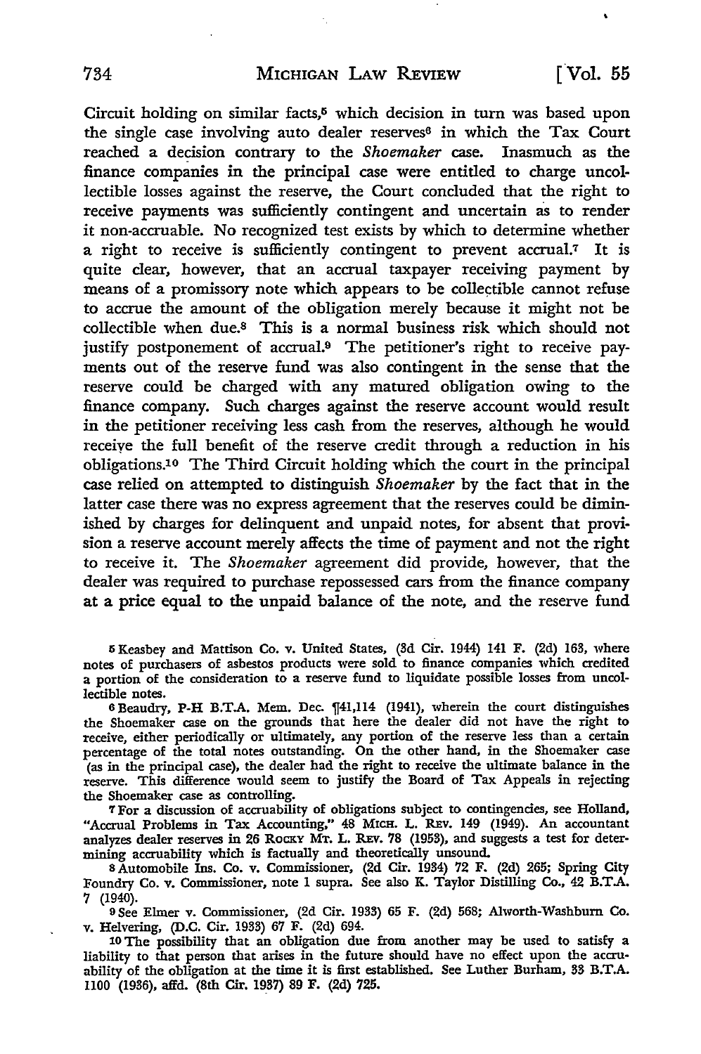Circuit holding on similar facts,[5] which decision in turn was based upon the single case involving auto dealer reserves[6] in which the Tax Court reached a decision contrary to the *Shoemaker* case. Inasmuch as the finance companies in the principal case were entitled to charge uncollectible losses against the reserve, the Court concluded that the right to receive payments was sufficiently contingent and uncertain as to render it non-accruable. No recognized test exists by which to determine whether a right to receive is sufficiently contingent to prevent accrual.[7] It is quite clear, however, that an accrual taxpayer receiving payment by means of a promissory note which appears to be collectible cannot refuse to accrue the amount of the obligation merely because it might not be collectible when due.[8] This is a normal business risk which should not justify postponement of accrual.[9] The petitioner's right to receive payments out of the reserve fund was also contingent in the sense that the reserve could be charged with any matured obligation owing to the finance company. Such charges against the reserve account would result in the petitioner receiving less cash from the reserves, although he would receive the full benefit of the reserve credit through a reduction in his obligations.[10] The Third Circuit holding which the court in the principal case relied on attempted to distinguish *Shoemaker* by the fact that in the latter case there was no express agreement that the reserves could be diminished by charges for delinquent and unpaid notes, for absent that provision a reserve account merely affects the time of payment and not the right to receive it. The *Shoemaker* agreement did provide, however, that the dealer was required to purchase repossessed cars from the finance company at a price equal to the unpaid balance of the note, and the reserve fund

[5] Keasbey and Mattison Co. v. United States, (3d Cir. 1944) 141 F. (2d) 163, where notes of purchasers of asbestos products were sold to finance companies which credited a portion of the consideration to a reserve fund to liquidate possible losses from uncollectible notes.

[6] Beaudry, P-H B.T.A. Mem. Dec. ¶41,114 (1941), wherein the court distinguishes the Shoemaker case on the grounds that here the dealer did not have the right to receive, either periodically or ultimately, any portion of the reserve less than a certain percentage of the total notes outstanding. On the other hand, in the Shoemaker case (as in the principal case), the dealer had the right to receive the ultimate balance in the reserve. This difference would seem to justify the Board of Tax Appeals in rejecting the Shoemaker case as controlling.

[7] For a discussion of accruability of obligations subject to contingencies, see Holland, "Accrual Problems in Tax Accounting," 48 MICH. L. REV. 149 (1949). An accountant analyzes dealer reserves in 26 ROCKY MT. L. REV. 78 (1953), and suggests a test for determining accruability which is factually and theoretically unsound.

[8] Automobile Ins. Co. v. Commissioner, (2d Cir. 1934) 72 F. (2d) 265; Spring City Foundry Co. v. Commissioner, note 1 supra. See also K. Taylor Distilling Co., 42 B.T.A. 7 (1940).

[9] See Elmer v. Commissioner, (2d Cir. 1933) 65 F. (2d) 568; Alworth-Washburn Co. v. Helvering, (D.C. Cir. 1933) 67 F. (2d) 694.

[10] The possibility that an obligation due from another may be used to satisfy a liability to that person that arises in the future should have no effect upon the accruability of the obligation at the time it is first established. See Luther Burham, 33 B.T.A. 1100 (1936), affd. (8th Cir. 1937) 89 F. (2d) 725.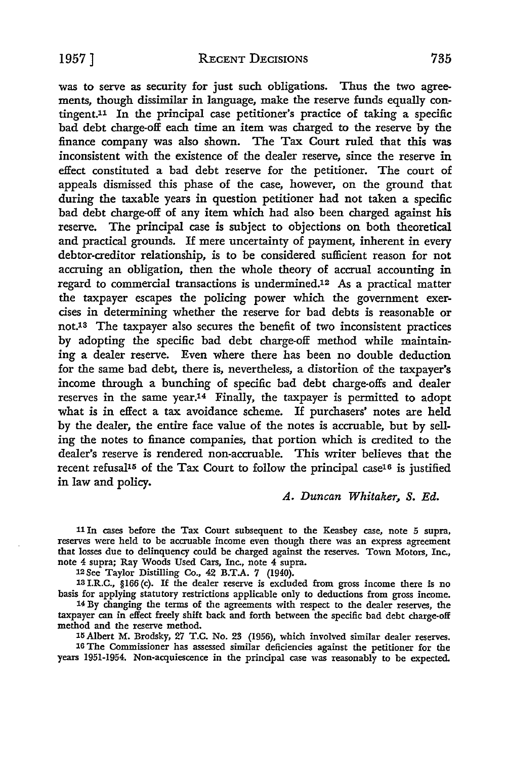was to serve as security for just such obligations. Thus the two agreements, though dissimilar in language, make the reserve funds equally contingent.[11] In the principal case petitioner's practice of taking a specific bad debt charge-off each time an item was charged to the reserve by the finance company was also shown. The Tax Court ruled that this was inconsistent with the existence of the dealer reserve, since the reserve in effect constituted a bad debt reserve for the petitioner. The court of appeals dismissed this phase of the case, however, on the ground that during the taxable years in question petitioner had not taken a specific bad debt charge-off of any item which had also been charged against his reserve. The principal case is subject to objections on both theoretical and practical grounds. If mere uncertainty of payment, inherent in every debtor-creditor relationship, is to be considered sufficient reason for not accruing an obligation, then the whole theory of accrual accounting in regard to commercial transactions is undermined.[12] As a practical matter the taxpayer escapes the policing power which the government exercises in determining whether the reserve for bad debts is reasonable or not.[13] The taxpayer also secures the benefit of two inconsistent practices by adopting the specific bad debt charge-off method while maintaining a dealer reserve. Even where there has been no double deduction for the same bad debt, there is, nevertheless, a distortion of the taxpayer's income through a bunching of specific bad debt charge-offs and dealer reserves in the same year.[14] Finally, the taxpayer is permitted to adopt what is in effect a tax avoidance scheme. If purchasers' notes are held by the dealer, the entire face value of the notes is accruable, but by selling the notes to finance companies, that portion which is credited to the dealer's reserve is rendered non-accruable. This writer believes that the recent refusal[15] of the Tax Court to follow the principal case[16] is justified in law and policy.

*A. Duncan Whitaker, S. Ed.*

---

[11] In cases before the Tax Court subsequent to the Keasbey case, note 5 supra, reserves were held to be accruable income even though there was an express agreement that losses due to delinquency could be charged against the reserves. Town Motors, Inc., note 4 supra; Ray Woods Used Cars, Inc., note 4 supra.

[12] See Taylor Distilling Co., 42 B.T.A. 7 (1940).

[13] I.R.C., §166 (c). If the dealer reserve is excluded from gross income there is no basis for applying statutory restrictions applicable only to deductions from gross income.

[14] By changing the terms of the agreements with respect to the dealer reserves, the taxpayer can in effect freely shift back and forth between the specific bad debt charge-off method and the reserve method.

[15] Albert M. Brodsky, 27 T.C. No. 23 (1956), which involved similar dealer reserves.

[16] The Commissioner has assessed similar deficiencies against the petitioner for the years 1951-1954. Non-acquiescence in the principal case was reasonably to be expected.